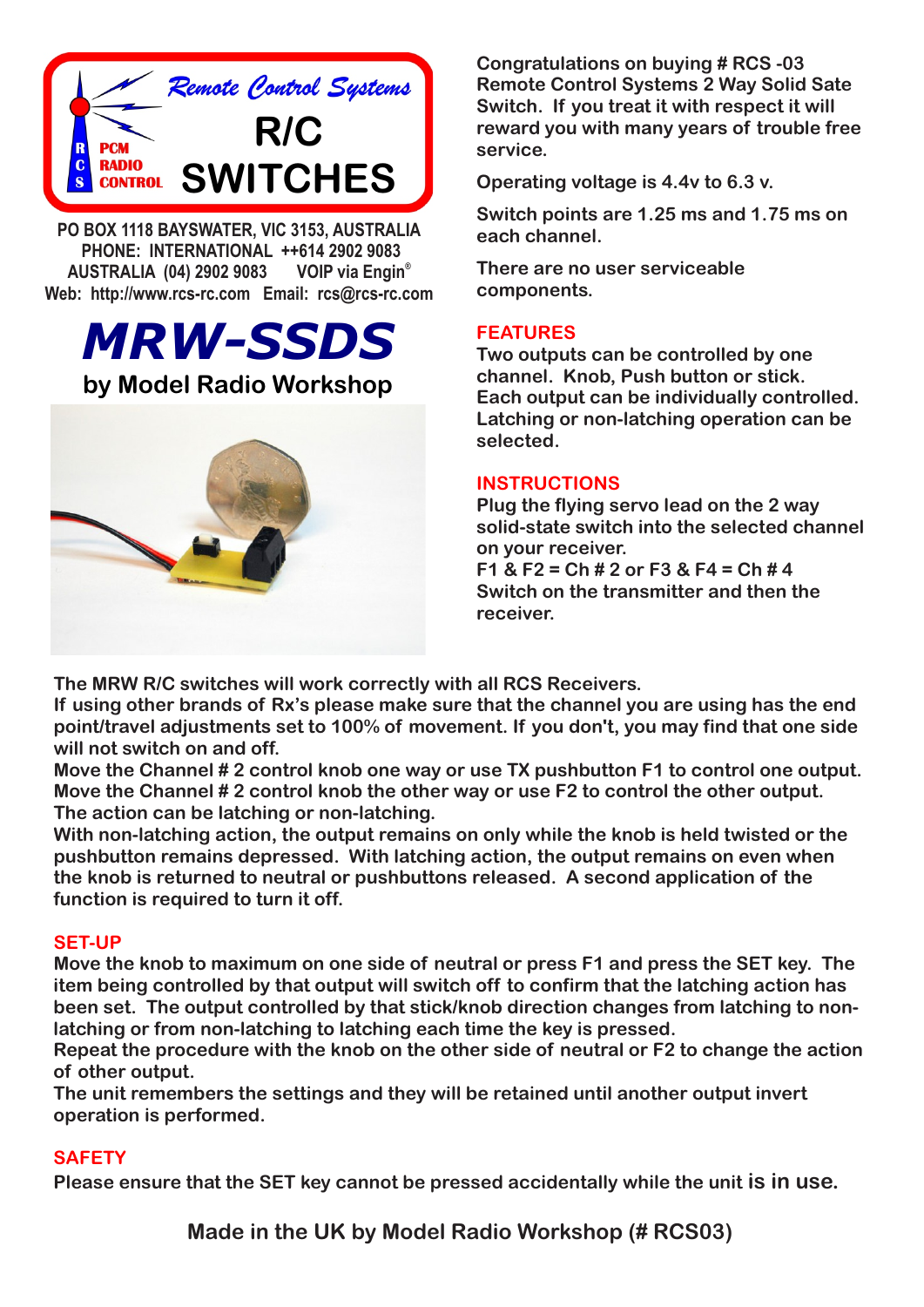Remote Control Systems

R/C SWITCHES

RCS PCM RADIO CONTROL

PO BOX 1118 BAYSWATER, VIC 3153, AUSTRALIA
PHONE: INTERNATIONAL ++614 2902 9083
AUSTRALIA (04) 2902 9083 VOIP via Engin®
Web: http://www.rcs-rc.com Email: rcs@rcs-rc.com

# MRW-SSDS

**by Model Radio Workshop**

**Congratulations on buying # RCS -03 Remote Control Systems 2 Way Solid Sate Switch. If you treat it with respect it will reward you with many years of trouble free service.**

**Operating voltage is 4.4v to 6.3 v.**

**Switch points are 1.25 ms and 1.75 ms on each channel.**

**There are no user serviceable components.**

## FEATURES

**Two outputs can be controlled by one channel. Knob, Push button or stick. Each output can be individually controlled. Latching or non-latching operation can be selected.**

## INSTRUCTIONS

**Plug the flying servo lead on the 2 way solid-state switch into the selected channel on your receiver.**
**F1 & F2 = Ch # 2 or F3 & F4 = Ch # 4**
**Switch on the transmitter and then the receiver.**

**The MRW R/C switches will work correctly with all RCS Receivers.**
**If using other brands of Rx's please make sure that the channel you are using has the end point/travel adjustments set to 100% of movement. If you don't, you may find that one side will not switch on and off.**
**Move the Channel # 2 control knob one way or use TX pushbutton F1 to control one output.**
**Move the Channel # 2 control knob the other way or use F2 to control the other output.**
**The action can be latching or non-latching.**
**With non-latching action, the output remains on only while the knob is held twisted or the pushbutton remains depressed. With latching action, the output remains on even when the knob is returned to neutral or pushbuttons released. A second application of the function is required to turn it off.**

## SET-UP

**Move the knob to maximum on one side of neutral or press F1 and press the SET key. The item being controlled by that output will switch off to confirm that the latching action has been set. The output controlled by that stick/knob direction changes from latching to non-latching or from non-latching to latching each time the key is pressed.**
**Repeat the procedure with the knob on the other side of neutral or F2 to change the action of other output.**
**The unit remembers the settings and they will be retained until another output invert operation is performed.**

## SAFETY

**Please ensure that the SET key cannot be pressed accidentally while the unit is in use.**

**Made in the UK by Model Radio Workshop (# RCS03)**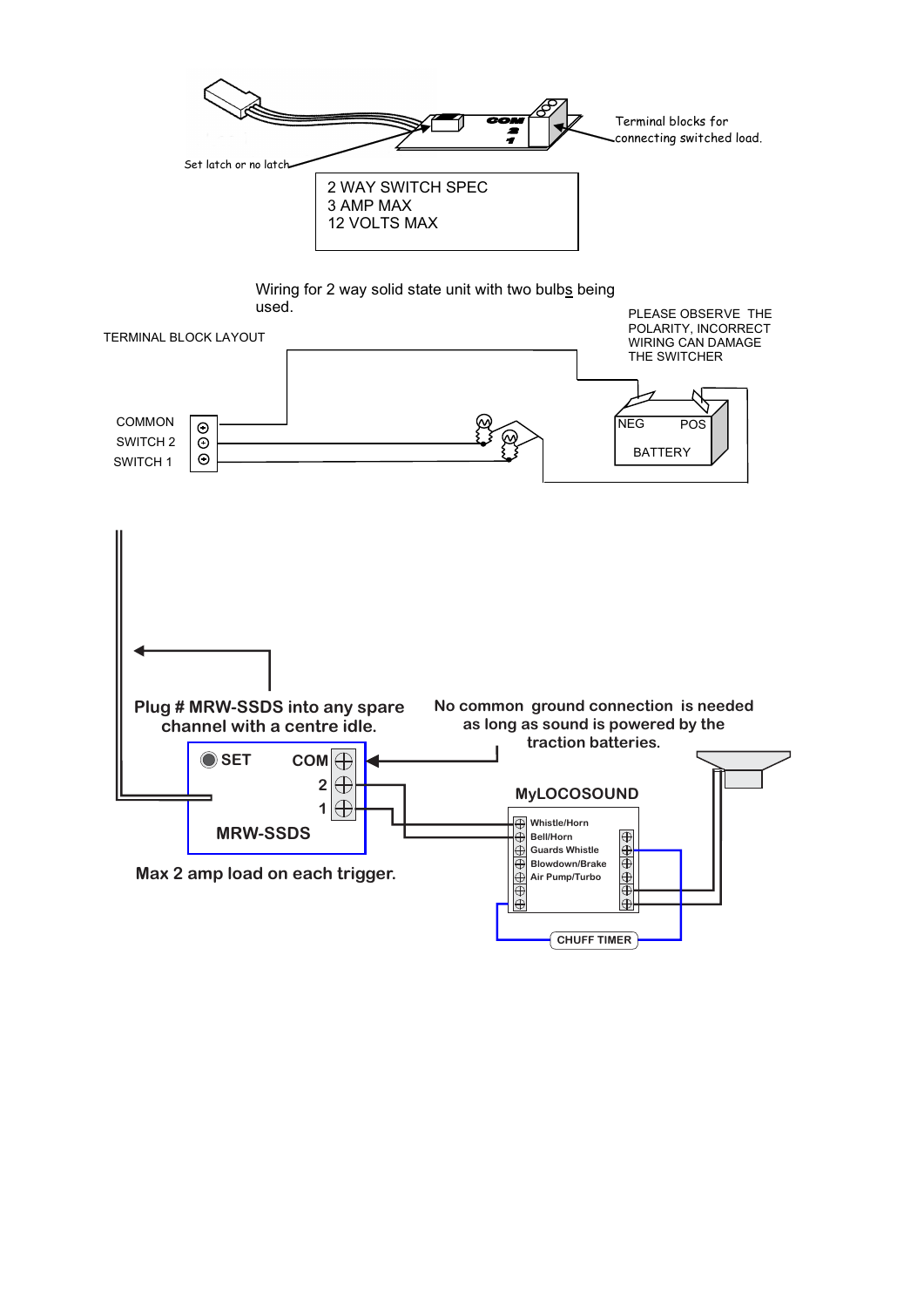Set latch or no latch

Terminal blocks for connecting switched load.

COM
2
1

2 WAY SWITCH SPEC
3 AMP MAX
12 VOLTS MAX

Wiring for 2 way solid state unit with two bulbs being used.

TERMINAL BLOCK LAYOUT

PLEASE OBSERVE THE POLARITY, INCORRECT WIRING CAN DAMAGE THE SWITCHER

COMMON
SWITCH 2
SWITCH 1

NEG
POS
BATTERY

**Plug # MRW-SSDS into any spare channel with a centre idle.**

**No common ground connection is needed as long as sound is powered by the traction batteries.**

**SET**
**COM**
**2**
**1**
**MRW-SSDS**

**Max 2 amp load on each trigger.**

**MyLOCOSOUND**

Whistle/Horn
Bell/Horn
Guards Whistle
Blowdown/Brake
Air Pump/Turbo

CHUFF TIMER